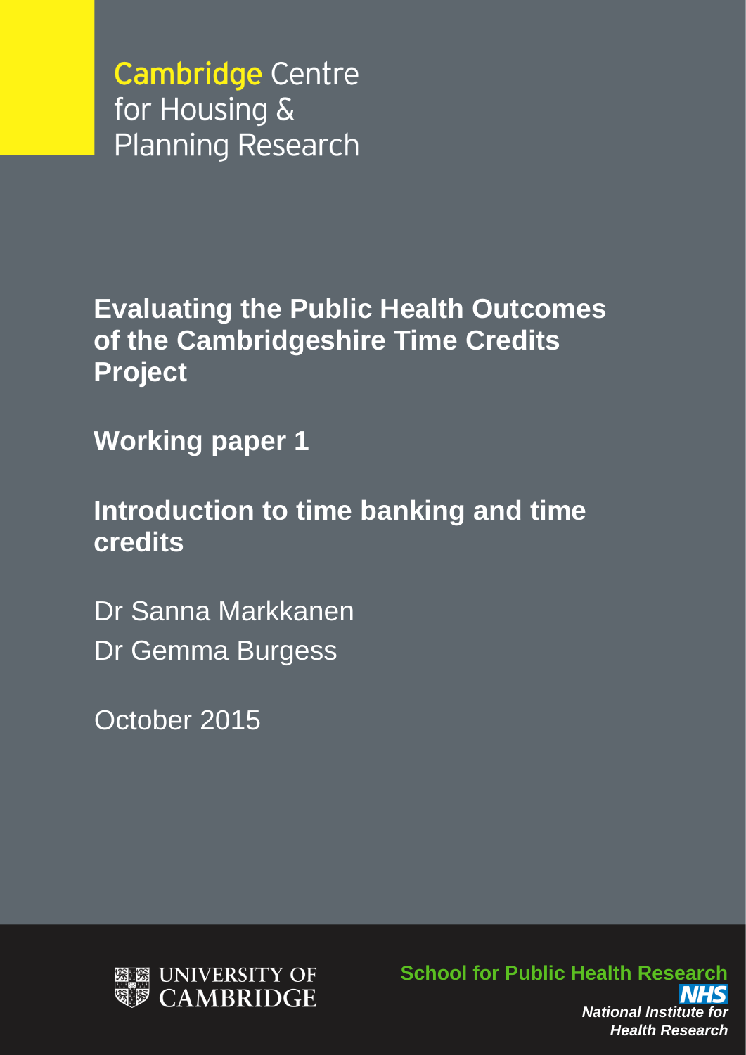Cambridge Centre for Housing & Planning Research

# Evaluating the Public Health Outcomes of the Cambridgeshire Time Credits Project

## Working paper 1

## Introduction to time banking and time credits

Dr Sanna Markkanen

Dr Gemma Burgess

October 2015

UNIVERSITY OF CAMBRIDGE

School for Public Health Research

NHS

*National Institute for Health Research*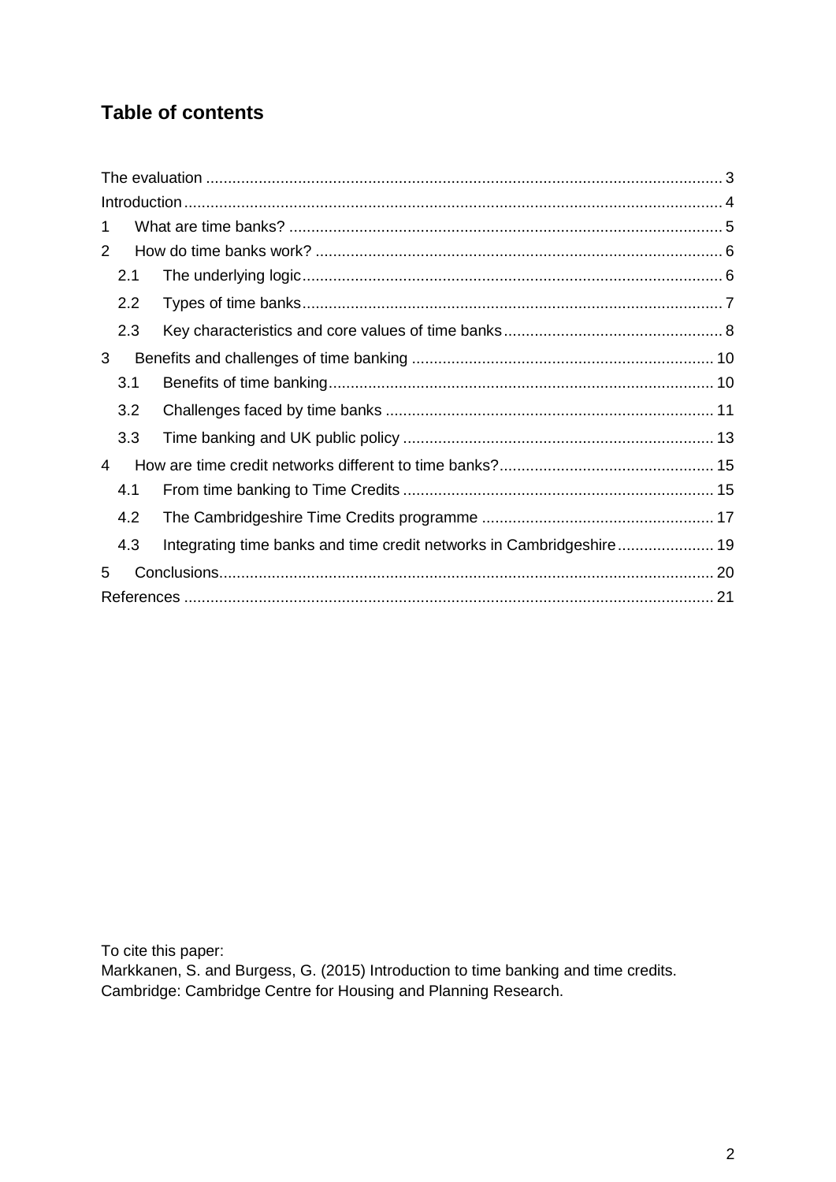## Table of contents

The evaluation ..................................................................................................................... 3
Introduction .......................................................................................................................... 4
1 What are time banks? .................................................................................................. 5
2 How do time banks work? ............................................................................................ 6
   2.1 The underlying logic ............................................................................................... 6
   2.2 Types of time banks ............................................................................................... 7
   2.3 Key characteristics and core values of time banks .................................................. 8
3 Benefits and challenges of time banking ..................................................................... 10
   3.1 Benefits of time banking ........................................................................................ 10
   3.2 Challenges faced by time banks ........................................................................... 11
   3.3 Time banking and UK public policy ....................................................................... 13
4 How are time credit networks different to time banks? ................................................. 15
   4.1 From time banking to Time Credits ....................................................................... 15
   4.2 The Cambridgeshire Time Credits programme ..................................................... 17
   4.3 Integrating time banks and time credit networks in Cambridgeshire ...................... 19
5 Conclusions ................................................................................................................. 20
References ........................................................................................................................ 21

To cite this paper:
Markkanen, S. and Burgess, G. (2015) Introduction to time banking and time credits. Cambridge: Cambridge Centre for Housing and Planning Research.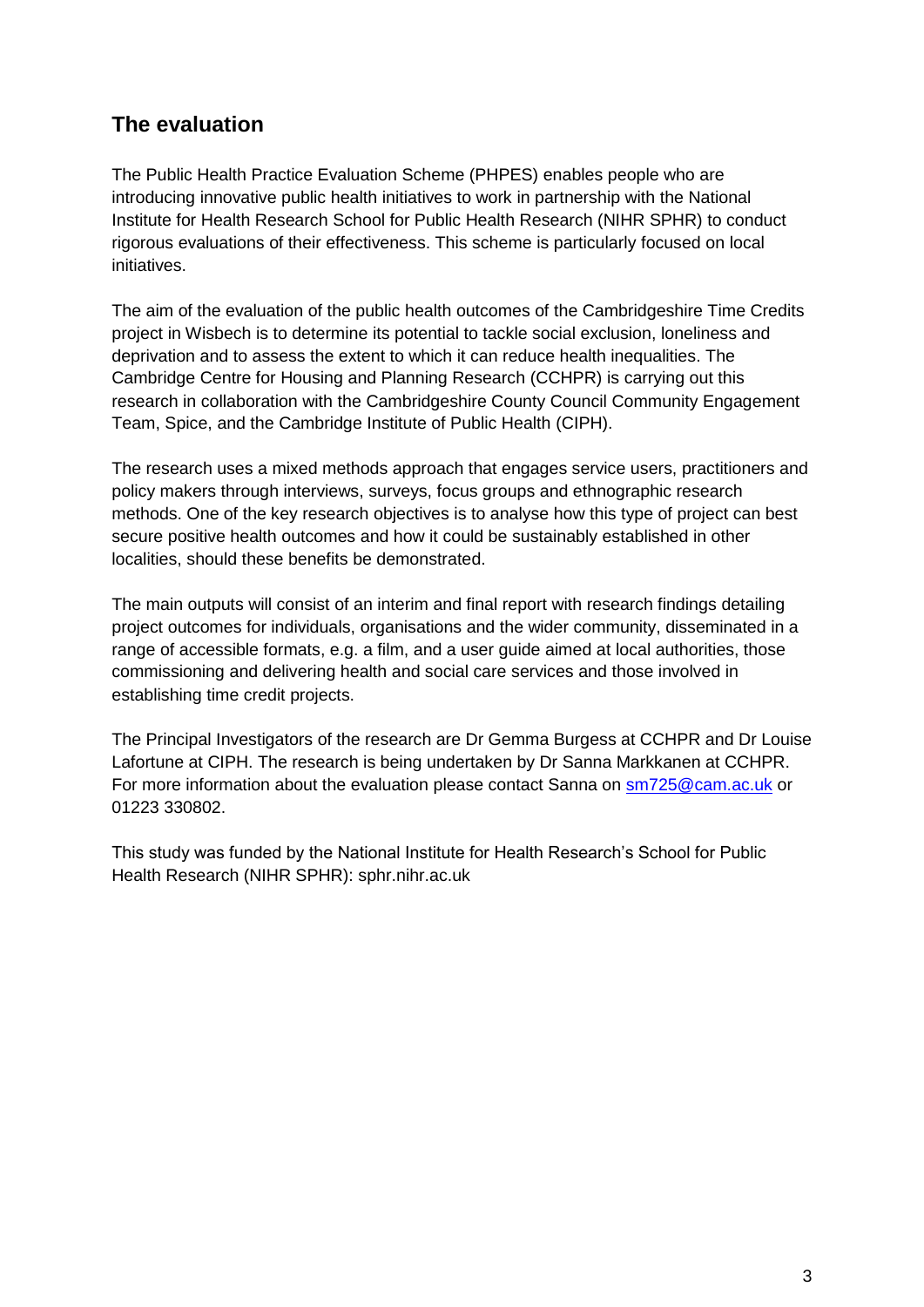## The evaluation

The Public Health Practice Evaluation Scheme (PHPES) enables people who are introducing innovative public health initiatives to work in partnership with the National Institute for Health Research School for Public Health Research (NIHR SPHR) to conduct rigorous evaluations of their effectiveness. This scheme is particularly focused on local initiatives.

The aim of the evaluation of the public health outcomes of the Cambridgeshire Time Credits project in Wisbech is to determine its potential to tackle social exclusion, loneliness and deprivation and to assess the extent to which it can reduce health inequalities. The Cambridge Centre for Housing and Planning Research (CCHPR) is carrying out this research in collaboration with the Cambridgeshire County Council Community Engagement Team, Spice, and the Cambridge Institute of Public Health (CIPH).

The research uses a mixed methods approach that engages service users, practitioners and policy makers through interviews, surveys, focus groups and ethnographic research methods. One of the key research objectives is to analyse how this type of project can best secure positive health outcomes and how it could be sustainably established in other localities, should these benefits be demonstrated.

The main outputs will consist of an interim and final report with research findings detailing project outcomes for individuals, organisations and the wider community, disseminated in a range of accessible formats, e.g. a film, and a user guide aimed at local authorities, those commissioning and delivering health and social care services and those involved in establishing time credit projects.

The Principal Investigators of the research are Dr Gemma Burgess at CCHPR and Dr Louise Lafortune at CIPH. The research is being undertaken by Dr Sanna Markkanen at CCHPR. For more information about the evaluation please contact Sanna on [sm725@cam.ac.uk](mailto:sm725@cam.ac.uk) or 01223 330802.

This study was funded by the National Institute for Health Research's School for Public Health Research (NIHR SPHR): sphr.nihr.ac.uk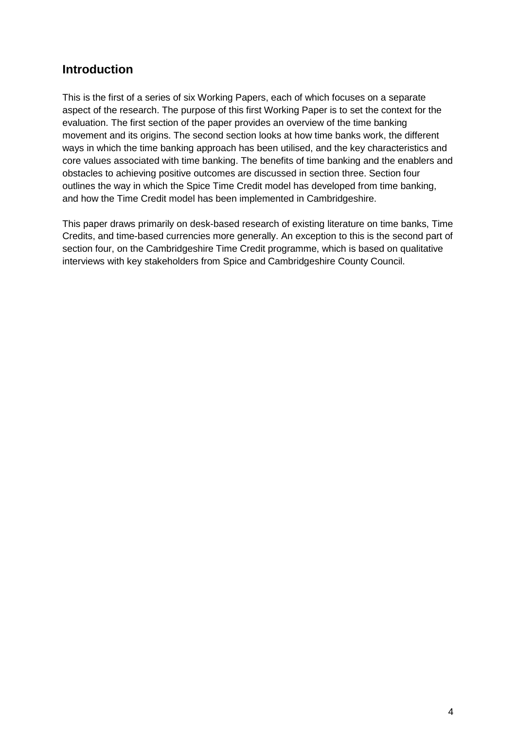## Introduction

This is the first of a series of six Working Papers, each of which focuses on a separate aspect of the research. The purpose of this first Working Paper is to set the context for the evaluation. The first section of the paper provides an overview of the time banking movement and its origins. The second section looks at how time banks work, the different ways in which the time banking approach has been utilised, and the key characteristics and core values associated with time banking. The benefits of time banking and the enablers and obstacles to achieving positive outcomes are discussed in section three. Section four outlines the way in which the Spice Time Credit model has developed from time banking, and how the Time Credit model has been implemented in Cambridgeshire.

This paper draws primarily on desk-based research of existing literature on time banks, Time Credits, and time-based currencies more generally. An exception to this is the second part of section four, on the Cambridgeshire Time Credit programme, which is based on qualitative interviews with key stakeholders from Spice and Cambridgeshire County Council.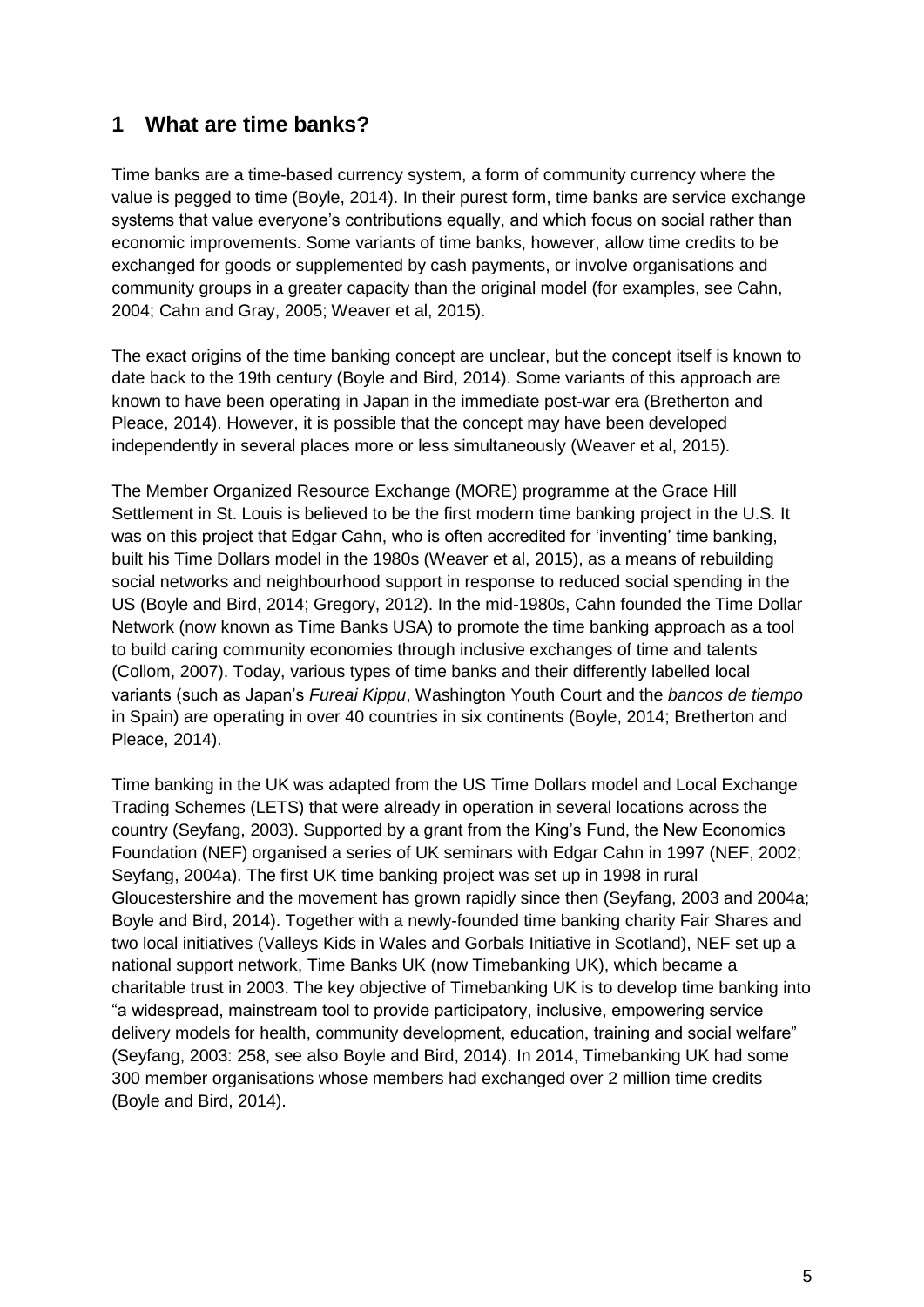## 1 What are time banks?

Time banks are a time-based currency system, a form of community currency where the value is pegged to time (Boyle, 2014). In their purest form, time banks are service exchange systems that value everyone's contributions equally, and which focus on social rather than economic improvements. Some variants of time banks, however, allow time credits to be exchanged for goods or supplemented by cash payments, or involve organisations and community groups in a greater capacity than the original model (for examples, see Cahn, 2004; Cahn and Gray, 2005; Weaver et al, 2015).

The exact origins of the time banking concept are unclear, but the concept itself is known to date back to the 19th century (Boyle and Bird, 2014). Some variants of this approach are known to have been operating in Japan in the immediate post-war era (Bretherton and Pleace, 2014). However, it is possible that the concept may have been developed independently in several places more or less simultaneously (Weaver et al, 2015).

The Member Organized Resource Exchange (MORE) programme at the Grace Hill Settlement in St. Louis is believed to be the first modern time banking project in the U.S. It was on this project that Edgar Cahn, who is often accredited for 'inventing' time banking, built his Time Dollars model in the 1980s (Weaver et al, 2015), as a means of rebuilding social networks and neighbourhood support in response to reduced social spending in the US (Boyle and Bird, 2014; Gregory, 2012). In the mid-1980s, Cahn founded the Time Dollar Network (now known as Time Banks USA) to promote the time banking approach as a tool to build caring community economies through inclusive exchanges of time and talents (Collom, 2007). Today, various types of time banks and their differently labelled local variants (such as Japan's *Fureai Kippu*, Washington Youth Court and the *bancos de tiempo* in Spain) are operating in over 40 countries in six continents (Boyle, 2014; Bretherton and Pleace, 2014).

Time banking in the UK was adapted from the US Time Dollars model and Local Exchange Trading Schemes (LETS) that were already in operation in several locations across the country (Seyfang, 2003). Supported by a grant from the King's Fund, the New Economics Foundation (NEF) organised a series of UK seminars with Edgar Cahn in 1997 (NEF, 2002; Seyfang, 2004a). The first UK time banking project was set up in 1998 in rural Gloucestershire and the movement has grown rapidly since then (Seyfang, 2003 and 2004a; Boyle and Bird, 2014). Together with a newly-founded time banking charity Fair Shares and two local initiatives (Valleys Kids in Wales and Gorbals Initiative in Scotland), NEF set up a national support network, Time Banks UK (now Timebanking UK), which became a charitable trust in 2003. The key objective of Timebanking UK is to develop time banking into "a widespread, mainstream tool to provide participatory, inclusive, empowering service delivery models for health, community development, education, training and social welfare" (Seyfang, 2003: 258, see also Boyle and Bird, 2014). In 2014, Timebanking UK had some 300 member organisations whose members had exchanged over 2 million time credits (Boyle and Bird, 2014).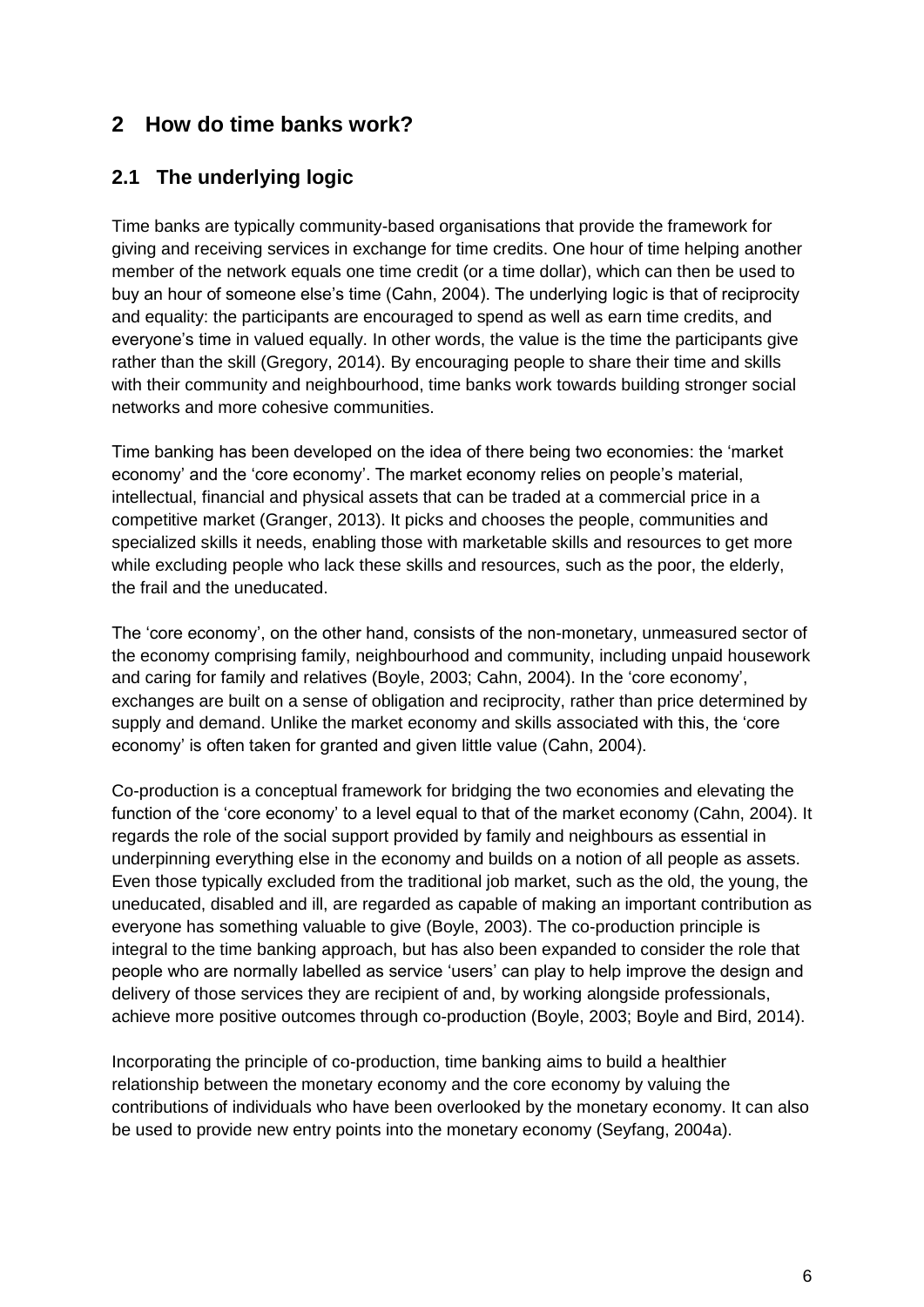# 2 How do time banks work?

## 2.1 The underlying logic

Time banks are typically community-based organisations that provide the framework for giving and receiving services in exchange for time credits. One hour of time helping another member of the network equals one time credit (or a time dollar), which can then be used to buy an hour of someone else's time (Cahn, 2004). The underlying logic is that of reciprocity and equality: the participants are encouraged to spend as well as earn time credits, and everyone's time in valued equally. In other words, the value is the time the participants give rather than the skill (Gregory, 2014). By encouraging people to share their time and skills with their community and neighbourhood, time banks work towards building stronger social networks and more cohesive communities.

Time banking has been developed on the idea of there being two economies: the 'market economy' and the 'core economy'. The market economy relies on people's material, intellectual, financial and physical assets that can be traded at a commercial price in a competitive market (Granger, 2013). It picks and chooses the people, communities and specialized skills it needs, enabling those with marketable skills and resources to get more while excluding people who lack these skills and resources, such as the poor, the elderly, the frail and the uneducated.

The 'core economy', on the other hand, consists of the non-monetary, unmeasured sector of the economy comprising family, neighbourhood and community, including unpaid housework and caring for family and relatives (Boyle, 2003; Cahn, 2004). In the 'core economy', exchanges are built on a sense of obligation and reciprocity, rather than price determined by supply and demand. Unlike the market economy and skills associated with this, the 'core economy' is often taken for granted and given little value (Cahn, 2004).

Co-production is a conceptual framework for bridging the two economies and elevating the function of the 'core economy' to a level equal to that of the market economy (Cahn, 2004). It regards the role of the social support provided by family and neighbours as essential in underpinning everything else in the economy and builds on a notion of all people as assets. Even those typically excluded from the traditional job market, such as the old, the young, the uneducated, disabled and ill, are regarded as capable of making an important contribution as everyone has something valuable to give (Boyle, 2003). The co-production principle is integral to the time banking approach, but has also been expanded to consider the role that people who are normally labelled as service 'users' can play to help improve the design and delivery of those services they are recipient of and, by working alongside professionals, achieve more positive outcomes through co-production (Boyle, 2003; Boyle and Bird, 2014).

Incorporating the principle of co-production, time banking aims to build a healthier relationship between the monetary economy and the core economy by valuing the contributions of individuals who have been overlooked by the monetary economy. It can also be used to provide new entry points into the monetary economy (Seyfang, 2004a).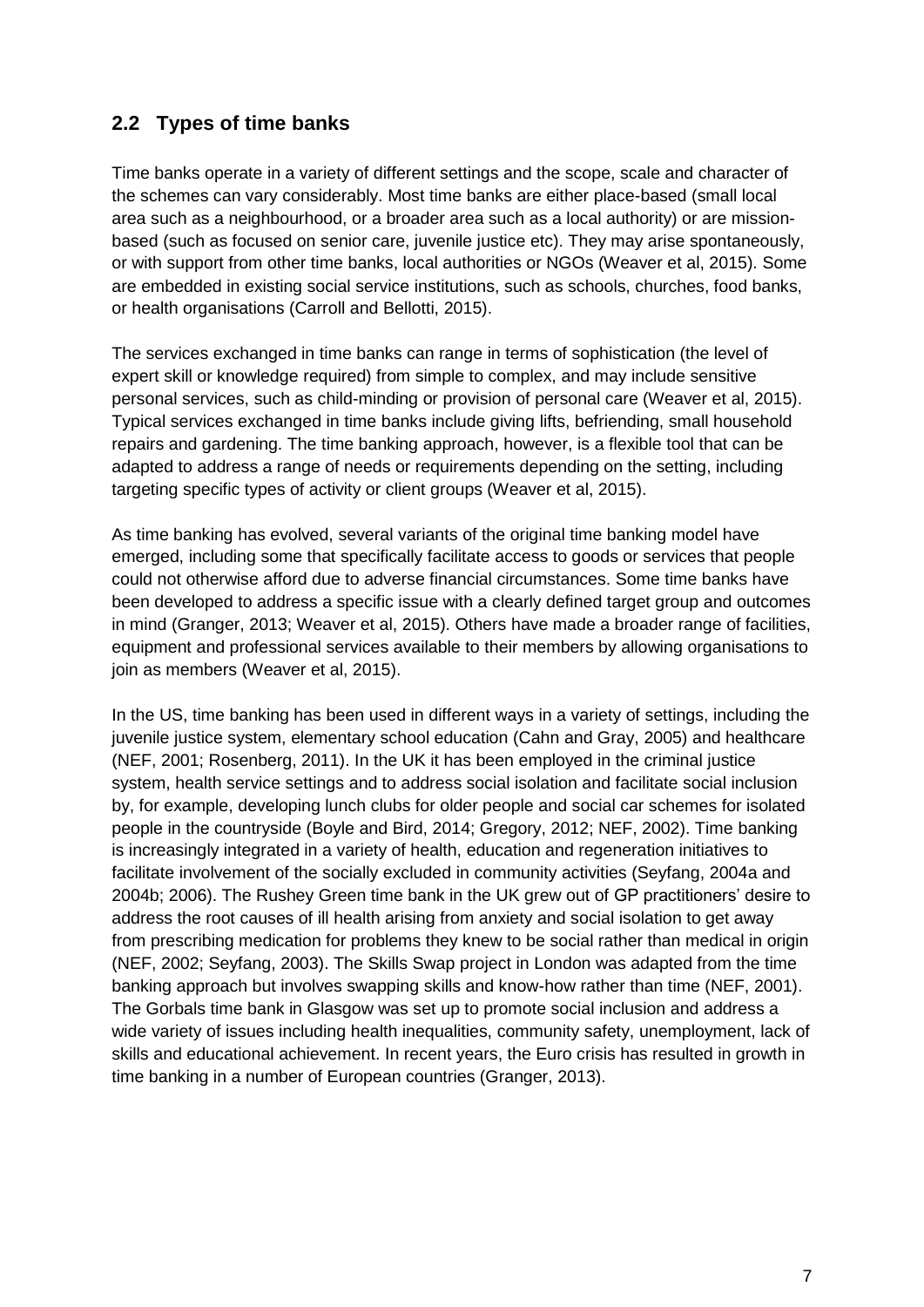## 2.2 Types of time banks

Time banks operate in a variety of different settings and the scope, scale and character of the schemes can vary considerably. Most time banks are either place-based (small local area such as a neighbourhood, or a broader area such as a local authority) or are mission-based (such as focused on senior care, juvenile justice etc). They may arise spontaneously, or with support from other time banks, local authorities or NGOs (Weaver et al, 2015). Some are embedded in existing social service institutions, such as schools, churches, food banks, or health organisations (Carroll and Bellotti, 2015).

The services exchanged in time banks can range in terms of sophistication (the level of expert skill or knowledge required) from simple to complex, and may include sensitive personal services, such as child-minding or provision of personal care (Weaver et al, 2015). Typical services exchanged in time banks include giving lifts, befriending, small household repairs and gardening. The time banking approach, however, is a flexible tool that can be adapted to address a range of needs or requirements depending on the setting, including targeting specific types of activity or client groups (Weaver et al, 2015).

As time banking has evolved, several variants of the original time banking model have emerged, including some that specifically facilitate access to goods or services that people could not otherwise afford due to adverse financial circumstances. Some time banks have been developed to address a specific issue with a clearly defined target group and outcomes in mind (Granger, 2013; Weaver et al, 2015). Others have made a broader range of facilities, equipment and professional services available to their members by allowing organisations to join as members (Weaver et al, 2015).

In the US, time banking has been used in different ways in a variety of settings, including the juvenile justice system, elementary school education (Cahn and Gray, 2005) and healthcare (NEF, 2001; Rosenberg, 2011). In the UK it has been employed in the criminal justice system, health service settings and to address social isolation and facilitate social inclusion by, for example, developing lunch clubs for older people and social car schemes for isolated people in the countryside (Boyle and Bird, 2014; Gregory, 2012; NEF, 2002). Time banking is increasingly integrated in a variety of health, education and regeneration initiatives to facilitate involvement of the socially excluded in community activities (Seyfang, 2004a and 2004b; 2006). The Rushey Green time bank in the UK grew out of GP practitioners' desire to address the root causes of ill health arising from anxiety and social isolation to get away from prescribing medication for problems they knew to be social rather than medical in origin (NEF, 2002; Seyfang, 2003). The Skills Swap project in London was adapted from the time banking approach but involves swapping skills and know-how rather than time (NEF, 2001). The Gorbals time bank in Glasgow was set up to promote social inclusion and address a wide variety of issues including health inequalities, community safety, unemployment, lack of skills and educational achievement. In recent years, the Euro crisis has resulted in growth in time banking in a number of European countries (Granger, 2013).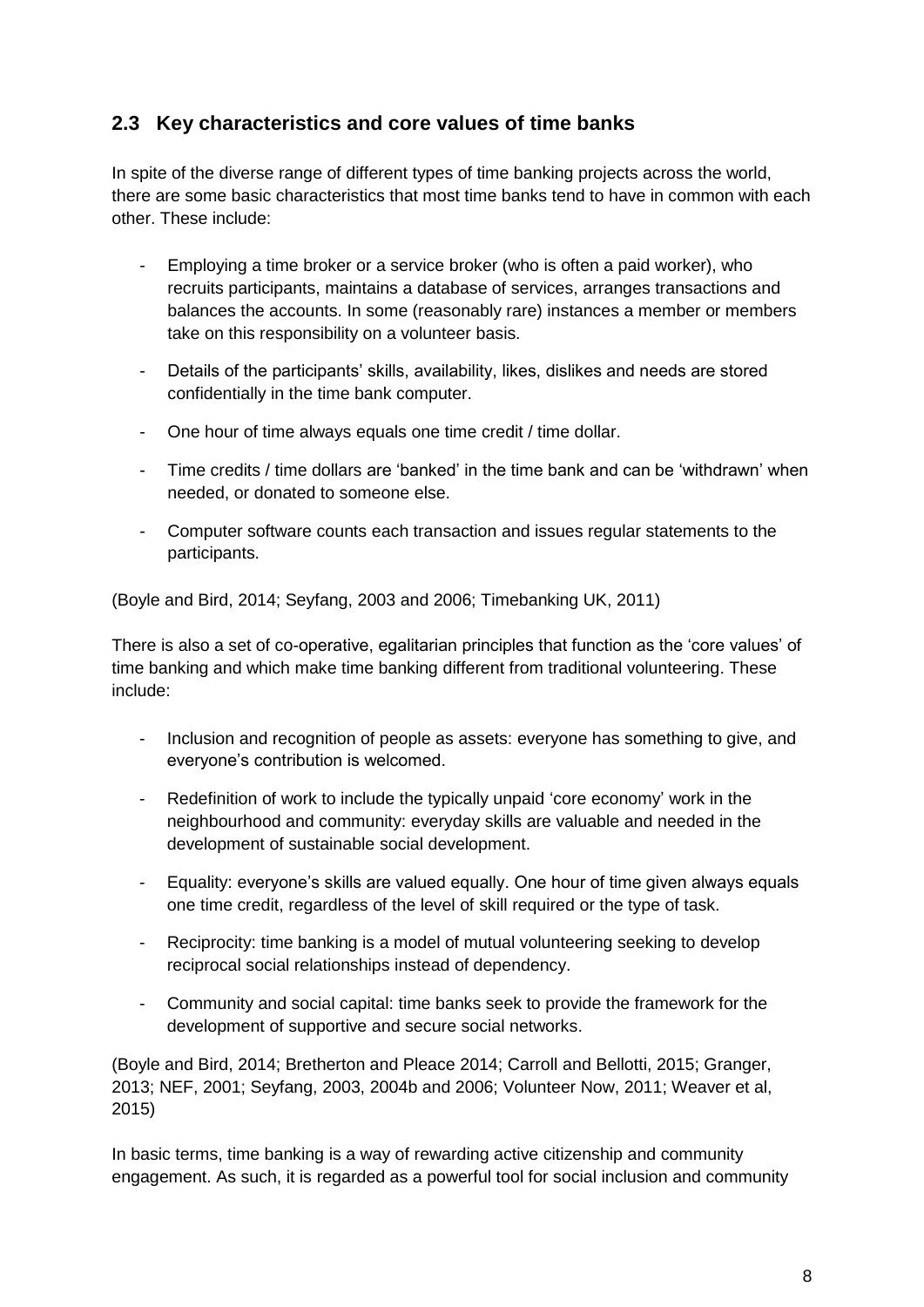## 2.3 Key characteristics and core values of time banks

In spite of the diverse range of different types of time banking projects across the world, there are some basic characteristics that most time banks tend to have in common with each other. These include:

- Employing a time broker or a service broker (who is often a paid worker), who recruits participants, maintains a database of services, arranges transactions and balances the accounts. In some (reasonably rare) instances a member or members take on this responsibility on a volunteer basis.
- Details of the participants' skills, availability, likes, dislikes and needs are stored confidentially in the time bank computer.
- One hour of time always equals one time credit / time dollar.
- Time credits / time dollars are 'banked' in the time bank and can be 'withdrawn' when needed, or donated to someone else.
- Computer software counts each transaction and issues regular statements to the participants.

(Boyle and Bird, 2014; Seyfang, 2003 and 2006; Timebanking UK, 2011)

There is also a set of co-operative, egalitarian principles that function as the 'core values' of time banking and which make time banking different from traditional volunteering. These include:

- Inclusion and recognition of people as assets: everyone has something to give, and everyone's contribution is welcomed.
- Redefinition of work to include the typically unpaid 'core economy' work in the neighbourhood and community: everyday skills are valuable and needed in the development of sustainable social development.
- Equality: everyone's skills are valued equally. One hour of time given always equals one time credit, regardless of the level of skill required or the type of task.
- Reciprocity: time banking is a model of mutual volunteering seeking to develop reciprocal social relationships instead of dependency.
- Community and social capital: time banks seek to provide the framework for the development of supportive and secure social networks.

(Boyle and Bird, 2014; Bretherton and Pleace 2014; Carroll and Bellotti, 2015; Granger, 2013; NEF, 2001; Seyfang, 2003, 2004b and 2006; Volunteer Now, 2011; Weaver et al, 2015)

In basic terms, time banking is a way of rewarding active citizenship and community engagement. As such, it is regarded as a powerful tool for social inclusion and community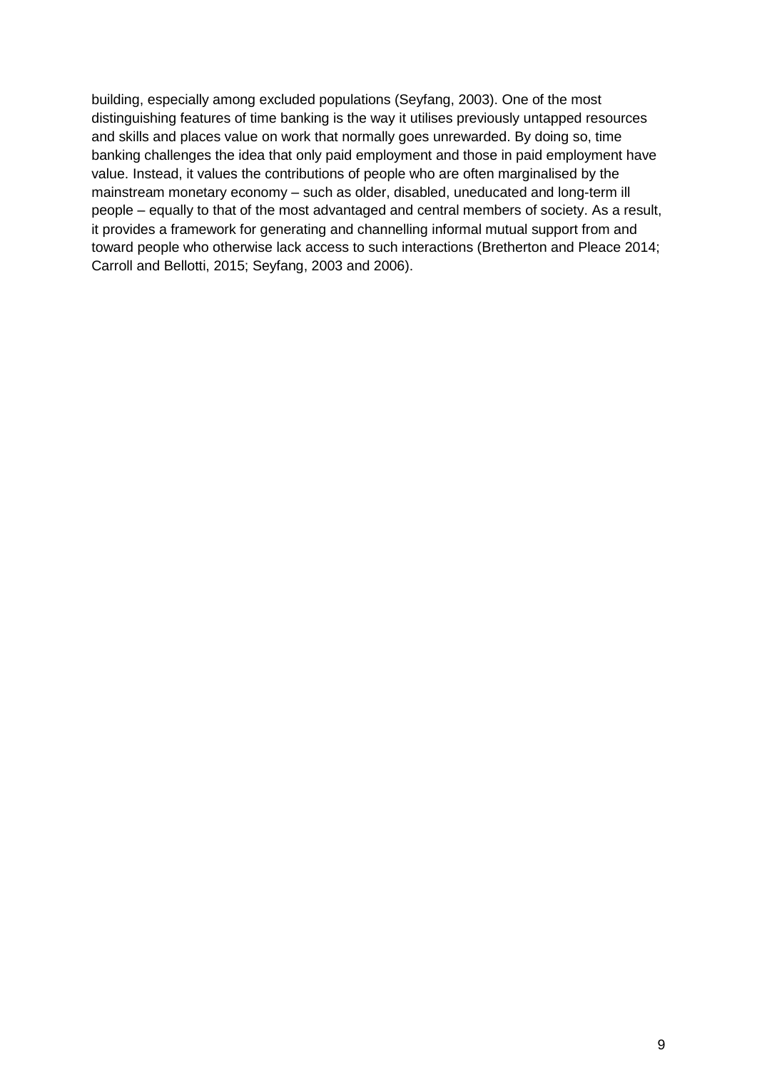building, especially among excluded populations (Seyfang, 2003). One of the most distinguishing features of time banking is the way it utilises previously untapped resources and skills and places value on work that normally goes unrewarded. By doing so, time banking challenges the idea that only paid employment and those in paid employment have value. Instead, it values the contributions of people who are often marginalised by the mainstream monetary economy – such as older, disabled, uneducated and long-term ill people – equally to that of the most advantaged and central members of society. As a result, it provides a framework for generating and channelling informal mutual support from and toward people who otherwise lack access to such interactions (Bretherton and Pleace 2014; Carroll and Bellotti, 2015; Seyfang, 2003 and 2006).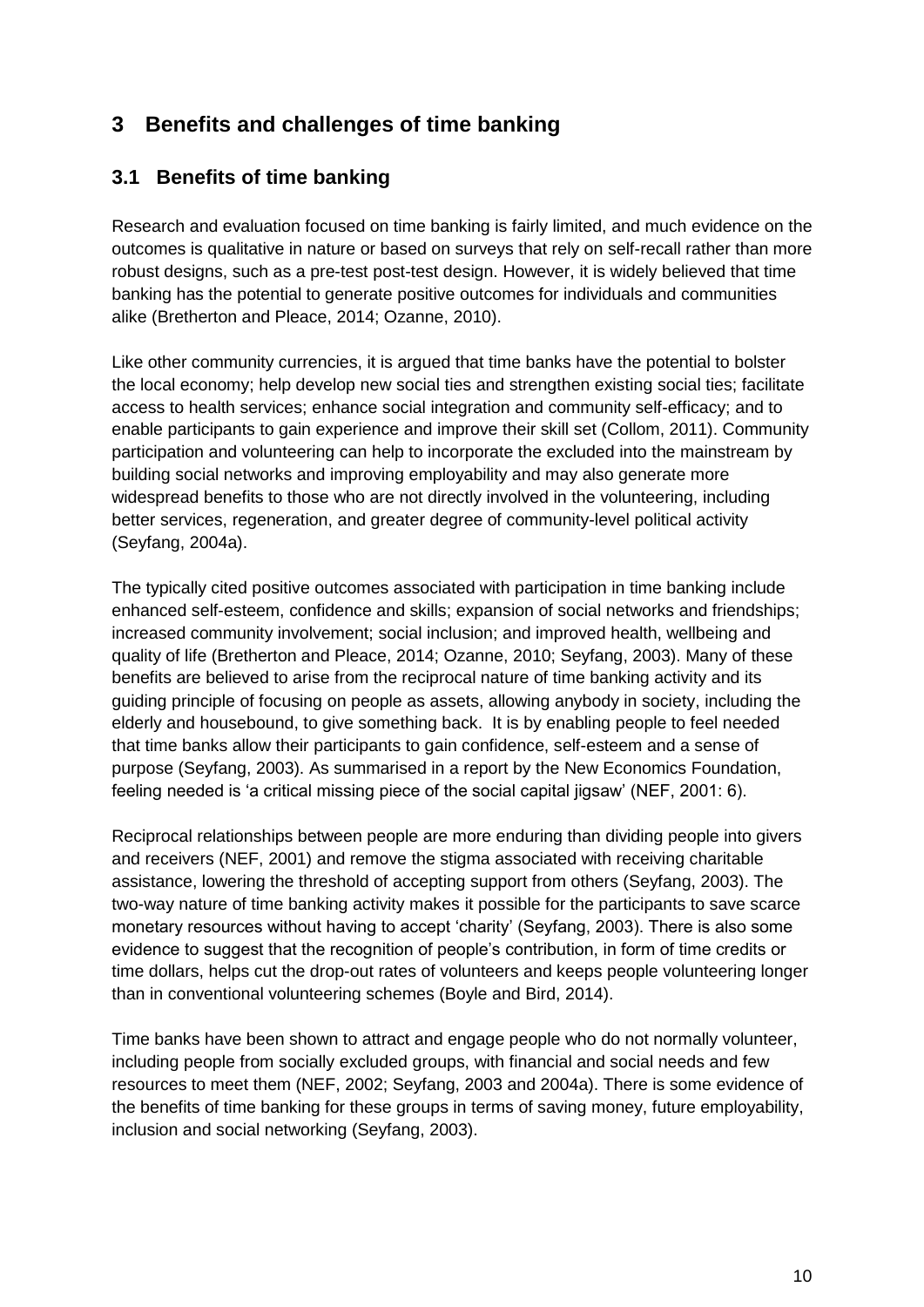# 3 Benefits and challenges of time banking

## 3.1 Benefits of time banking

Research and evaluation focused on time banking is fairly limited, and much evidence on the outcomes is qualitative in nature or based on surveys that rely on self-recall rather than more robust designs, such as a pre-test post-test design. However, it is widely believed that time banking has the potential to generate positive outcomes for individuals and communities alike (Bretherton and Pleace, 2014; Ozanne, 2010).

Like other community currencies, it is argued that time banks have the potential to bolster the local economy; help develop new social ties and strengthen existing social ties; facilitate access to health services; enhance social integration and community self-efficacy; and to enable participants to gain experience and improve their skill set (Collom, 2011). Community participation and volunteering can help to incorporate the excluded into the mainstream by building social networks and improving employability and may also generate more widespread benefits to those who are not directly involved in the volunteering, including better services, regeneration, and greater degree of community-level political activity (Seyfang, 2004a).

The typically cited positive outcomes associated with participation in time banking include enhanced self-esteem, confidence and skills; expansion of social networks and friendships; increased community involvement; social inclusion; and improved health, wellbeing and quality of life (Bretherton and Pleace, 2014; Ozanne, 2010; Seyfang, 2003). Many of these benefits are believed to arise from the reciprocal nature of time banking activity and its guiding principle of focusing on people as assets, allowing anybody in society, including the elderly and housebound, to give something back. It is by enabling people to feel needed that time banks allow their participants to gain confidence, self-esteem and a sense of purpose (Seyfang, 2003). As summarised in a report by the New Economics Foundation, feeling needed is 'a critical missing piece of the social capital jigsaw' (NEF, 2001: 6).

Reciprocal relationships between people are more enduring than dividing people into givers and receivers (NEF, 2001) and remove the stigma associated with receiving charitable assistance, lowering the threshold of accepting support from others (Seyfang, 2003). The two-way nature of time banking activity makes it possible for the participants to save scarce monetary resources without having to accept 'charity' (Seyfang, 2003). There is also some evidence to suggest that the recognition of people's contribution, in form of time credits or time dollars, helps cut the drop-out rates of volunteers and keeps people volunteering longer than in conventional volunteering schemes (Boyle and Bird, 2014).

Time banks have been shown to attract and engage people who do not normally volunteer, including people from socially excluded groups, with financial and social needs and few resources to meet them (NEF, 2002; Seyfang, 2003 and 2004a). There is some evidence of the benefits of time banking for these groups in terms of saving money, future employability, inclusion and social networking (Seyfang, 2003).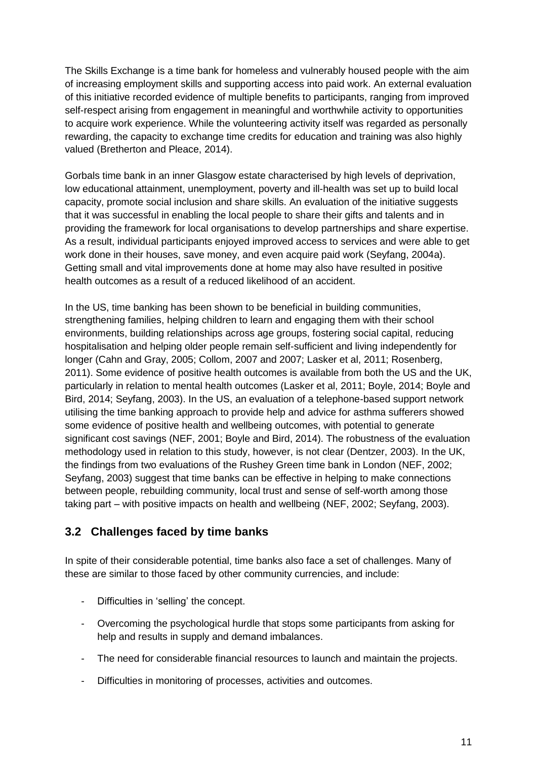The Skills Exchange is a time bank for homeless and vulnerably housed people with the aim of increasing employment skills and supporting access into paid work. An external evaluation of this initiative recorded evidence of multiple benefits to participants, ranging from improved self-respect arising from engagement in meaningful and worthwhile activity to opportunities to acquire work experience. While the volunteering activity itself was regarded as personally rewarding, the capacity to exchange time credits for education and training was also highly valued (Bretherton and Pleace, 2014).

Gorbals time bank in an inner Glasgow estate characterised by high levels of deprivation, low educational attainment, unemployment, poverty and ill-health was set up to build local capacity, promote social inclusion and share skills. An evaluation of the initiative suggests that it was successful in enabling the local people to share their gifts and talents and in providing the framework for local organisations to develop partnerships and share expertise. As a result, individual participants enjoyed improved access to services and were able to get work done in their houses, save money, and even acquire paid work (Seyfang, 2004a). Getting small and vital improvements done at home may also have resulted in positive health outcomes as a result of a reduced likelihood of an accident.

In the US, time banking has been shown to be beneficial in building communities, strengthening families, helping children to learn and engaging them with their school environments, building relationships across age groups, fostering social capital, reducing hospitalisation and helping older people remain self-sufficient and living independently for longer (Cahn and Gray, 2005; Collom, 2007 and 2007; Lasker et al, 2011; Rosenberg, 2011). Some evidence of positive health outcomes is available from both the US and the UK, particularly in relation to mental health outcomes (Lasker et al, 2011; Boyle, 2014; Boyle and Bird, 2014; Seyfang, 2003). In the US, an evaluation of a telephone-based support network utilising the time banking approach to provide help and advice for asthma sufferers showed some evidence of positive health and wellbeing outcomes, with potential to generate significant cost savings (NEF, 2001; Boyle and Bird, 2014). The robustness of the evaluation methodology used in relation to this study, however, is not clear (Dentzer, 2003). In the UK, the findings from two evaluations of the Rushey Green time bank in London (NEF, 2002; Seyfang, 2003) suggest that time banks can be effective in helping to make connections between people, rebuilding community, local trust and sense of self-worth among those taking part – with positive impacts on health and wellbeing (NEF, 2002; Seyfang, 2003).

## 3.2 Challenges faced by time banks

In spite of their considerable potential, time banks also face a set of challenges. Many of these are similar to those faced by other community currencies, and include:

- Difficulties in 'selling' the concept.
- Overcoming the psychological hurdle that stops some participants from asking for help and results in supply and demand imbalances.
- The need for considerable financial resources to launch and maintain the projects.
- Difficulties in monitoring of processes, activities and outcomes.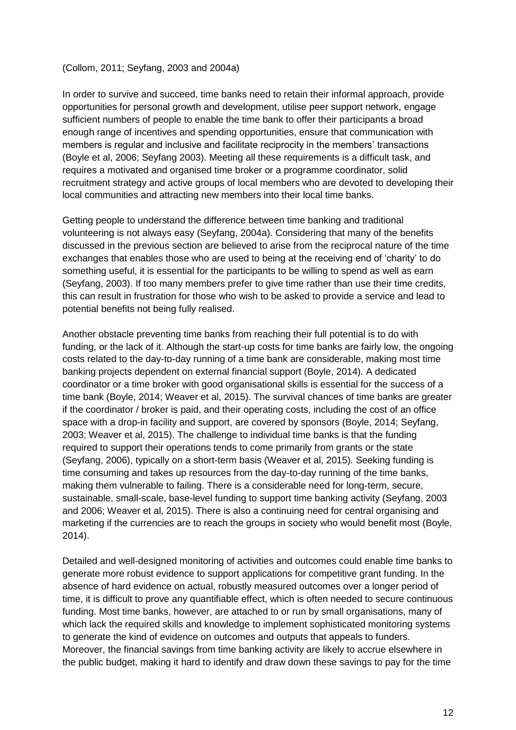(Collom, 2011; Seyfang, 2003 and 2004a)

In order to survive and succeed, time banks need to retain their informal approach, provide opportunities for personal growth and development, utilise peer support network, engage sufficient numbers of people to enable the time bank to offer their participants a broad enough range of incentives and spending opportunities, ensure that communication with members is regular and inclusive and facilitate reciprocity in the members' transactions (Boyle et al, 2006; Seyfang 2003). Meeting all these requirements is a difficult task, and requires a motivated and organised time broker or a programme coordinator, solid recruitment strategy and active groups of local members who are devoted to developing their local communities and attracting new members into their local time banks.

Getting people to understand the difference between time banking and traditional volunteering is not always easy (Seyfang, 2004a). Considering that many of the benefits discussed in the previous section are believed to arise from the reciprocal nature of the time exchanges that enables those who are used to being at the receiving end of 'charity' to do something useful, it is essential for the participants to be willing to spend as well as earn (Seyfang, 2003). If too many members prefer to give time rather than use their time credits, this can result in frustration for those who wish to be asked to provide a service and lead to potential benefits not being fully realised.

Another obstacle preventing time banks from reaching their full potential is to do with funding, or the lack of it. Although the start-up costs for time banks are fairly low, the ongoing costs related to the day-to-day running of a time bank are considerable, making most time banking projects dependent on external financial support (Boyle, 2014). A dedicated coordinator or a time broker with good organisational skills is essential for the success of a time bank (Boyle, 2014; Weaver et al, 2015). The survival chances of time banks are greater if the coordinator / broker is paid, and their operating costs, including the cost of an office space with a drop-in facility and support, are covered by sponsors (Boyle, 2014; Seyfang, 2003; Weaver et al, 2015). The challenge to individual time banks is that the funding required to support their operations tends to come primarily from grants or the state (Seyfang, 2006), typically on a short-term basis (Weaver et al, 2015). Seeking funding is time consuming and takes up resources from the day-to-day running of the time banks, making them vulnerable to failing. There is a considerable need for long-term, secure, sustainable, small-scale, base-level funding to support time banking activity (Seyfang, 2003 and 2006; Weaver et al, 2015). There is also a continuing need for central organising and marketing if the currencies are to reach the groups in society who would benefit most (Boyle, 2014).

Detailed and well-designed monitoring of activities and outcomes could enable time banks to generate more robust evidence to support applications for competitive grant funding. In the absence of hard evidence on actual, robustly measured outcomes over a longer period of time, it is difficult to prove any quantifiable effect, which is often needed to secure continuous funding. Most time banks, however, are attached to or run by small organisations, many of which lack the required skills and knowledge to implement sophisticated monitoring systems to generate the kind of evidence on outcomes and outputs that appeals to funders. Moreover, the financial savings from time banking activity are likely to accrue elsewhere in the public budget, making it hard to identify and draw down these savings to pay for the time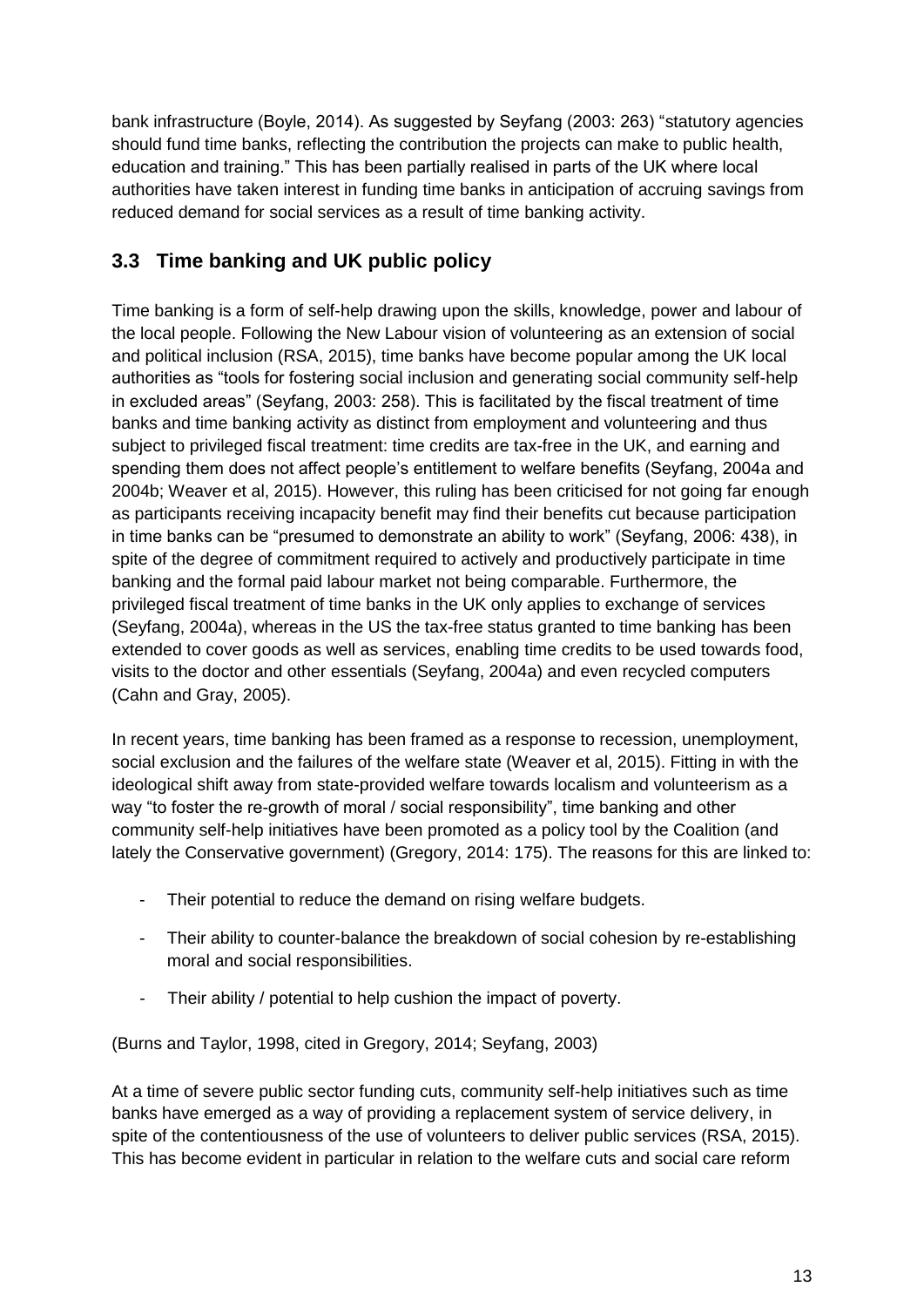bank infrastructure (Boyle, 2014). As suggested by Seyfang (2003: 263) "statutory agencies should fund time banks, reflecting the contribution the projects can make to public health, education and training." This has been partially realised in parts of the UK where local authorities have taken interest in funding time banks in anticipation of accruing savings from reduced demand for social services as a result of time banking activity.

## 3.3 Time banking and UK public policy

Time banking is a form of self-help drawing upon the skills, knowledge, power and labour of the local people. Following the New Labour vision of volunteering as an extension of social and political inclusion (RSA, 2015), time banks have become popular among the UK local authorities as "tools for fostering social inclusion and generating social community self-help in excluded areas" (Seyfang, 2003: 258). This is facilitated by the fiscal treatment of time banks and time banking activity as distinct from employment and volunteering and thus subject to privileged fiscal treatment: time credits are tax-free in the UK, and earning and spending them does not affect people's entitlement to welfare benefits (Seyfang, 2004a and 2004b; Weaver et al, 2015). However, this ruling has been criticised for not going far enough as participants receiving incapacity benefit may find their benefits cut because participation in time banks can be "presumed to demonstrate an ability to work" (Seyfang, 2006: 438), in spite of the degree of commitment required to actively and productively participate in time banking and the formal paid labour market not being comparable. Furthermore, the privileged fiscal treatment of time banks in the UK only applies to exchange of services (Seyfang, 2004a), whereas in the US the tax-free status granted to time banking has been extended to cover goods as well as services, enabling time credits to be used towards food, visits to the doctor and other essentials (Seyfang, 2004a) and even recycled computers (Cahn and Gray, 2005).

In recent years, time banking has been framed as a response to recession, unemployment, social exclusion and the failures of the welfare state (Weaver et al, 2015). Fitting in with the ideological shift away from state-provided welfare towards localism and volunteerism as a way "to foster the re-growth of moral / social responsibility", time banking and other community self-help initiatives have been promoted as a policy tool by the Coalition (and lately the Conservative government) (Gregory, 2014: 175). The reasons for this are linked to:

- Their potential to reduce the demand on rising welfare budgets.
- Their ability to counter-balance the breakdown of social cohesion by re-establishing moral and social responsibilities.
- Their ability / potential to help cushion the impact of poverty.

(Burns and Taylor, 1998, cited in Gregory, 2014; Seyfang, 2003)

At a time of severe public sector funding cuts, community self-help initiatives such as time banks have emerged as a way of providing a replacement system of service delivery, in spite of the contentiousness of the use of volunteers to deliver public services (RSA, 2015). This has become evident in particular in relation to the welfare cuts and social care reform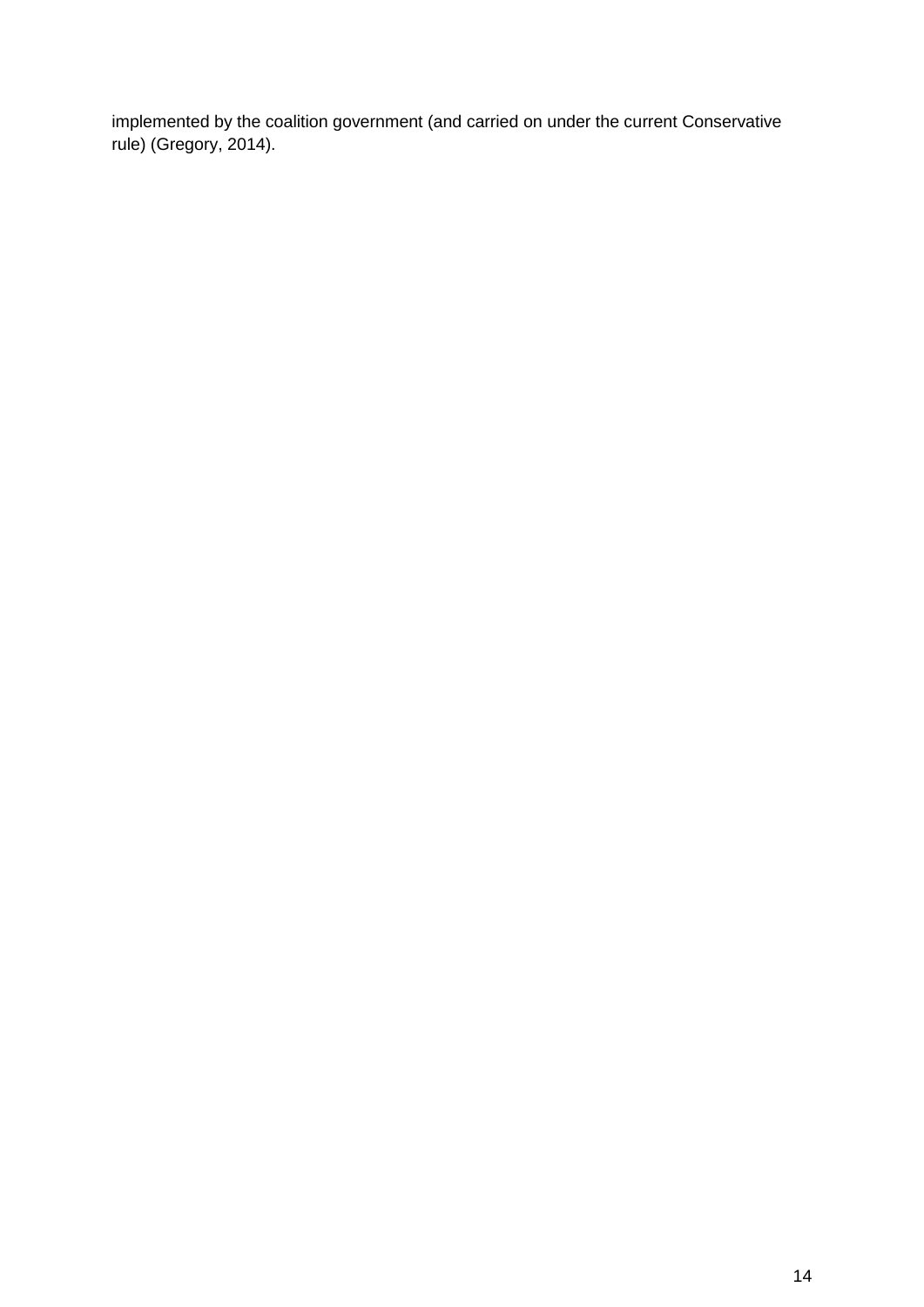implemented by the coalition government (and carried on under the current Conservative rule) (Gregory, 2014).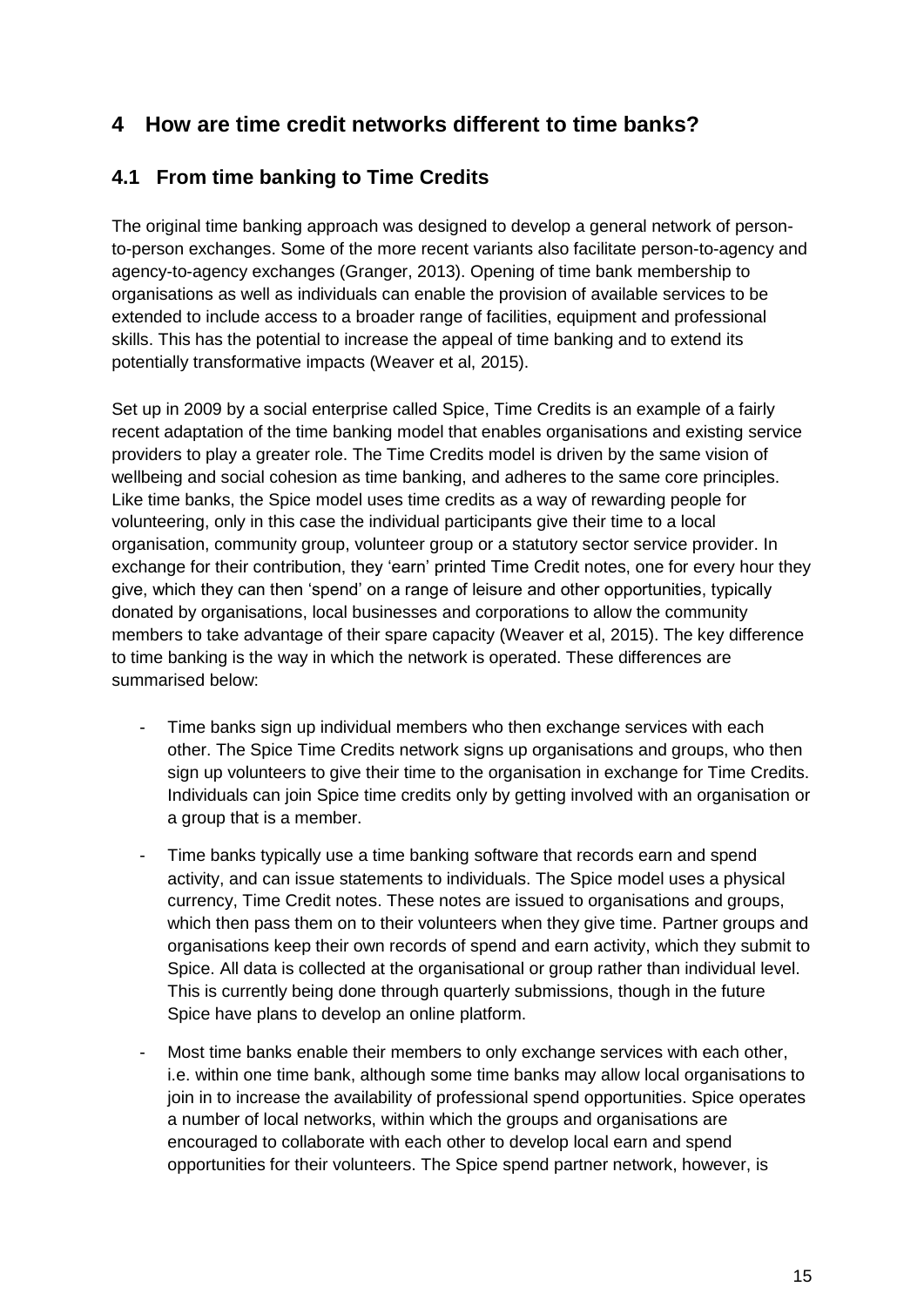# 4 How are time credit networks different to time banks?

## 4.1 From time banking to Time Credits

The original time banking approach was designed to develop a general network of person-to-person exchanges. Some of the more recent variants also facilitate person-to-agency and agency-to-agency exchanges (Granger, 2013). Opening of time bank membership to organisations as well as individuals can enable the provision of available services to be extended to include access to a broader range of facilities, equipment and professional skills. This has the potential to increase the appeal of time banking and to extend its potentially transformative impacts (Weaver et al, 2015).

Set up in 2009 by a social enterprise called Spice, Time Credits is an example of a fairly recent adaptation of the time banking model that enables organisations and existing service providers to play a greater role. The Time Credits model is driven by the same vision of wellbeing and social cohesion as time banking, and adheres to the same core principles. Like time banks, the Spice model uses time credits as a way of rewarding people for volunteering, only in this case the individual participants give their time to a local organisation, community group, volunteer group or a statutory sector service provider. In exchange for their contribution, they 'earn' printed Time Credit notes, one for every hour they give, which they can then 'spend' on a range of leisure and other opportunities, typically donated by organisations, local businesses and corporations to allow the community members to take advantage of their spare capacity (Weaver et al, 2015). The key difference to time banking is the way in which the network is operated. These differences are summarised below:

- Time banks sign up individual members who then exchange services with each other. The Spice Time Credits network signs up organisations and groups, who then sign up volunteers to give their time to the organisation in exchange for Time Credits. Individuals can join Spice time credits only by getting involved with an organisation or a group that is a member.
- Time banks typically use a time banking software that records earn and spend activity, and can issue statements to individuals. The Spice model uses a physical currency, Time Credit notes. These notes are issued to organisations and groups, which then pass them on to their volunteers when they give time. Partner groups and organisations keep their own records of spend and earn activity, which they submit to Spice. All data is collected at the organisational or group rather than individual level. This is currently being done through quarterly submissions, though in the future Spice have plans to develop an online platform.
- Most time banks enable their members to only exchange services with each other, i.e. within one time bank, although some time banks may allow local organisations to join in to increase the availability of professional spend opportunities. Spice operates a number of local networks, within which the groups and organisations are encouraged to collaborate with each other to develop local earn and spend opportunities for their volunteers. The Spice spend partner network, however, is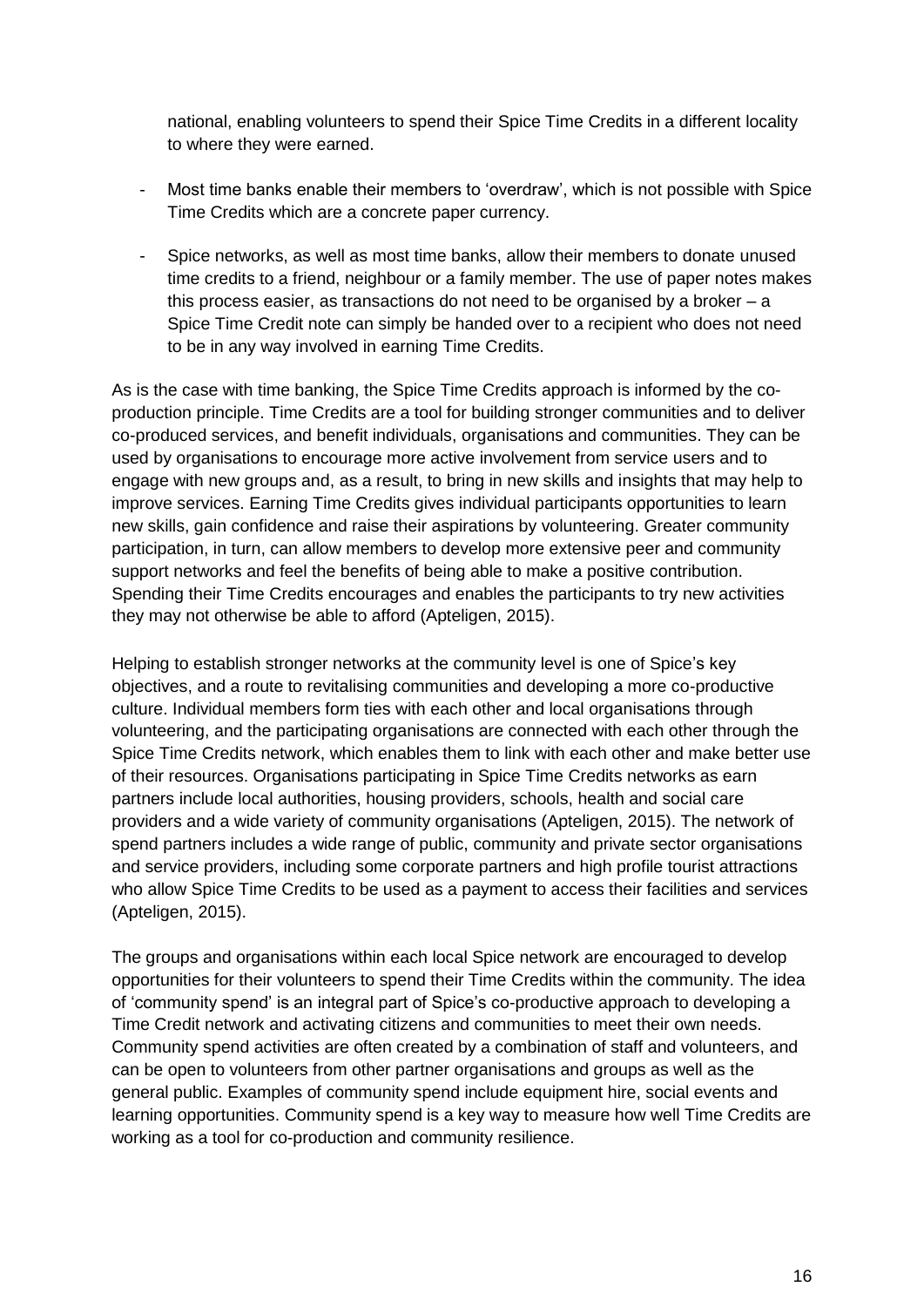national, enabling volunteers to spend their Spice Time Credits in a different locality to where they were earned.

- Most time banks enable their members to 'overdraw', which is not possible with Spice Time Credits which are a concrete paper currency.
- Spice networks, as well as most time banks, allow their members to donate unused time credits to a friend, neighbour or a family member. The use of paper notes makes this process easier, as transactions do not need to be organised by a broker – a Spice Time Credit note can simply be handed over to a recipient who does not need to be in any way involved in earning Time Credits.

As is the case with time banking, the Spice Time Credits approach is informed by the co-production principle. Time Credits are a tool for building stronger communities and to deliver co-produced services, and benefit individuals, organisations and communities. They can be used by organisations to encourage more active involvement from service users and to engage with new groups and, as a result, to bring in new skills and insights that may help to improve services. Earning Time Credits gives individual participants opportunities to learn new skills, gain confidence and raise their aspirations by volunteering. Greater community participation, in turn, can allow members to develop more extensive peer and community support networks and feel the benefits of being able to make a positive contribution. Spending their Time Credits encourages and enables the participants to try new activities they may not otherwise be able to afford (Apteligen, 2015).

Helping to establish stronger networks at the community level is one of Spice's key objectives, and a route to revitalising communities and developing a more co-productive culture. Individual members form ties with each other and local organisations through volunteering, and the participating organisations are connected with each other through the Spice Time Credits network, which enables them to link with each other and make better use of their resources. Organisations participating in Spice Time Credits networks as earn partners include local authorities, housing providers, schools, health and social care providers and a wide variety of community organisations (Apteligen, 2015). The network of spend partners includes a wide range of public, community and private sector organisations and service providers, including some corporate partners and high profile tourist attractions who allow Spice Time Credits to be used as a payment to access their facilities and services (Apteligen, 2015).

The groups and organisations within each local Spice network are encouraged to develop opportunities for their volunteers to spend their Time Credits within the community. The idea of 'community spend' is an integral part of Spice's co-productive approach to developing a Time Credit network and activating citizens and communities to meet their own needs. Community spend activities are often created by a combination of staff and volunteers, and can be open to volunteers from other partner organisations and groups as well as the general public. Examples of community spend include equipment hire, social events and learning opportunities. Community spend is a key way to measure how well Time Credits are working as a tool for co-production and community resilience.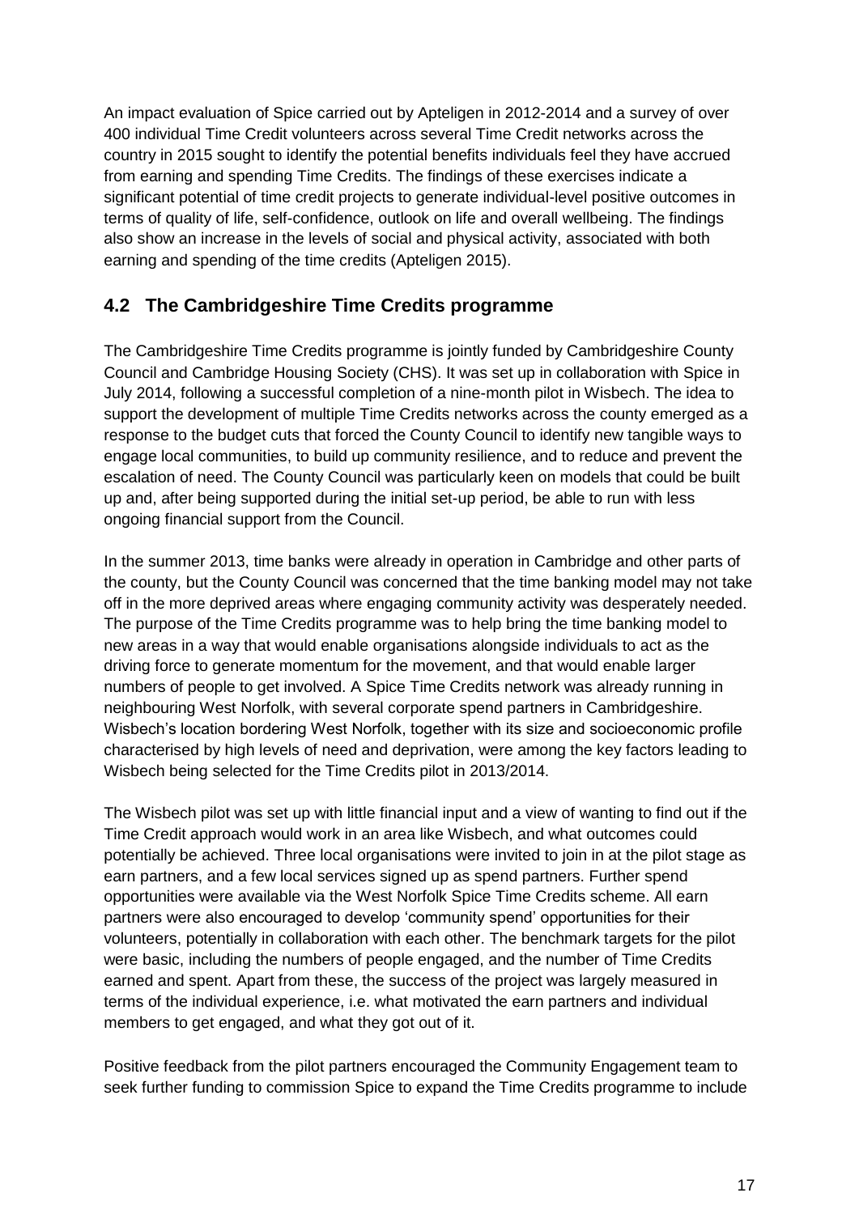An impact evaluation of Spice carried out by Apteligen in 2012-2014 and a survey of over 400 individual Time Credit volunteers across several Time Credit networks across the country in 2015 sought to identify the potential benefits individuals feel they have accrued from earning and spending Time Credits. The findings of these exercises indicate a significant potential of time credit projects to generate individual-level positive outcomes in terms of quality of life, self-confidence, outlook on life and overall wellbeing. The findings also show an increase in the levels of social and physical activity, associated with both earning and spending of the time credits (Apteligen 2015).

## 4.2 The Cambridgeshire Time Credits programme

The Cambridgeshire Time Credits programme is jointly funded by Cambridgeshire County Council and Cambridge Housing Society (CHS). It was set up in collaboration with Spice in July 2014, following a successful completion of a nine-month pilot in Wisbech. The idea to support the development of multiple Time Credits networks across the county emerged as a response to the budget cuts that forced the County Council to identify new tangible ways to engage local communities, to build up community resilience, and to reduce and prevent the escalation of need. The County Council was particularly keen on models that could be built up and, after being supported during the initial set-up period, be able to run with less ongoing financial support from the Council.

In the summer 2013, time banks were already in operation in Cambridge and other parts of the county, but the County Council was concerned that the time banking model may not take off in the more deprived areas where engaging community activity was desperately needed. The purpose of the Time Credits programme was to help bring the time banking model to new areas in a way that would enable organisations alongside individuals to act as the driving force to generate momentum for the movement, and that would enable larger numbers of people to get involved. A Spice Time Credits network was already running in neighbouring West Norfolk, with several corporate spend partners in Cambridgeshire. Wisbech's location bordering West Norfolk, together with its size and socioeconomic profile characterised by high levels of need and deprivation, were among the key factors leading to Wisbech being selected for the Time Credits pilot in 2013/2014.

The Wisbech pilot was set up with little financial input and a view of wanting to find out if the Time Credit approach would work in an area like Wisbech, and what outcomes could potentially be achieved. Three local organisations were invited to join in at the pilot stage as earn partners, and a few local services signed up as spend partners. Further spend opportunities were available via the West Norfolk Spice Time Credits scheme. All earn partners were also encouraged to develop 'community spend' opportunities for their volunteers, potentially in collaboration with each other. The benchmark targets for the pilot were basic, including the numbers of people engaged, and the number of Time Credits earned and spent. Apart from these, the success of the project was largely measured in terms of the individual experience, i.e. what motivated the earn partners and individual members to get engaged, and what they got out of it.

Positive feedback from the pilot partners encouraged the Community Engagement team to seek further funding to commission Spice to expand the Time Credits programme to include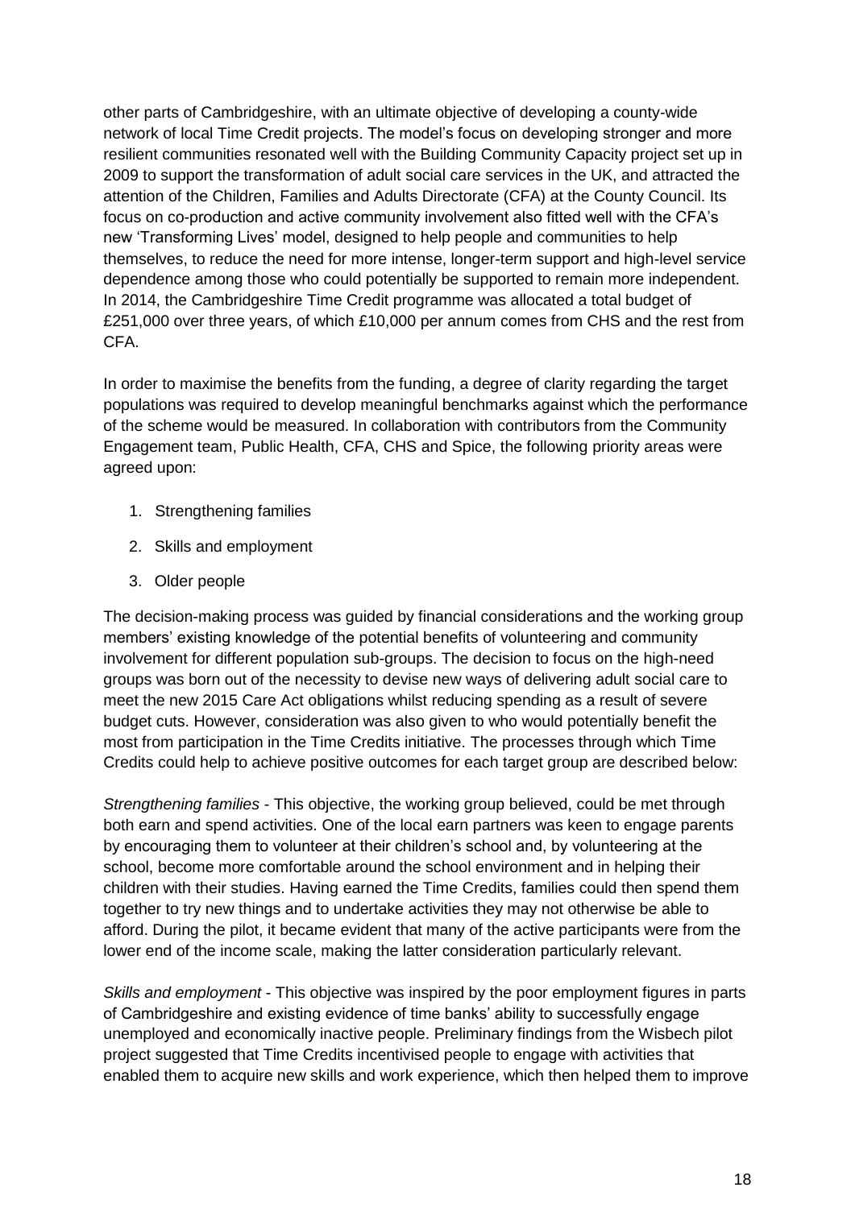other parts of Cambridgeshire, with an ultimate objective of developing a county-wide network of local Time Credit projects. The model's focus on developing stronger and more resilient communities resonated well with the Building Community Capacity project set up in 2009 to support the transformation of adult social care services in the UK, and attracted the attention of the Children, Families and Adults Directorate (CFA) at the County Council. Its focus on co-production and active community involvement also fitted well with the CFA's new 'Transforming Lives' model, designed to help people and communities to help themselves, to reduce the need for more intense, longer-term support and high-level service dependence among those who could potentially be supported to remain more independent. In 2014, the Cambridgeshire Time Credit programme was allocated a total budget of £251,000 over three years, of which £10,000 per annum comes from CHS and the rest from CFA.

In order to maximise the benefits from the funding, a degree of clarity regarding the target populations was required to develop meaningful benchmarks against which the performance of the scheme would be measured. In collaboration with contributors from the Community Engagement team, Public Health, CFA, CHS and Spice, the following priority areas were agreed upon:

1. Strengthening families
2. Skills and employment
3. Older people

The decision-making process was guided by financial considerations and the working group members' existing knowledge of the potential benefits of volunteering and community involvement for different population sub-groups. The decision to focus on the high-need groups was born out of the necessity to devise new ways of delivering adult social care to meet the new 2015 Care Act obligations whilst reducing spending as a result of severe budget cuts. However, consideration was also given to who would potentially benefit the most from participation in the Time Credits initiative. The processes through which Time Credits could help to achieve positive outcomes for each target group are described below:

*Strengthening families* - This objective, the working group believed, could be met through both earn and spend activities. One of the local earn partners was keen to engage parents by encouraging them to volunteer at their children's school and, by volunteering at the school, become more comfortable around the school environment and in helping their children with their studies. Having earned the Time Credits, families could then spend them together to try new things and to undertake activities they may not otherwise be able to afford. During the pilot, it became evident that many of the active participants were from the lower end of the income scale, making the latter consideration particularly relevant.

*Skills and employment* - This objective was inspired by the poor employment figures in parts of Cambridgeshire and existing evidence of time banks' ability to successfully engage unemployed and economically inactive people. Preliminary findings from the Wisbech pilot project suggested that Time Credits incentivised people to engage with activities that enabled them to acquire new skills and work experience, which then helped them to improve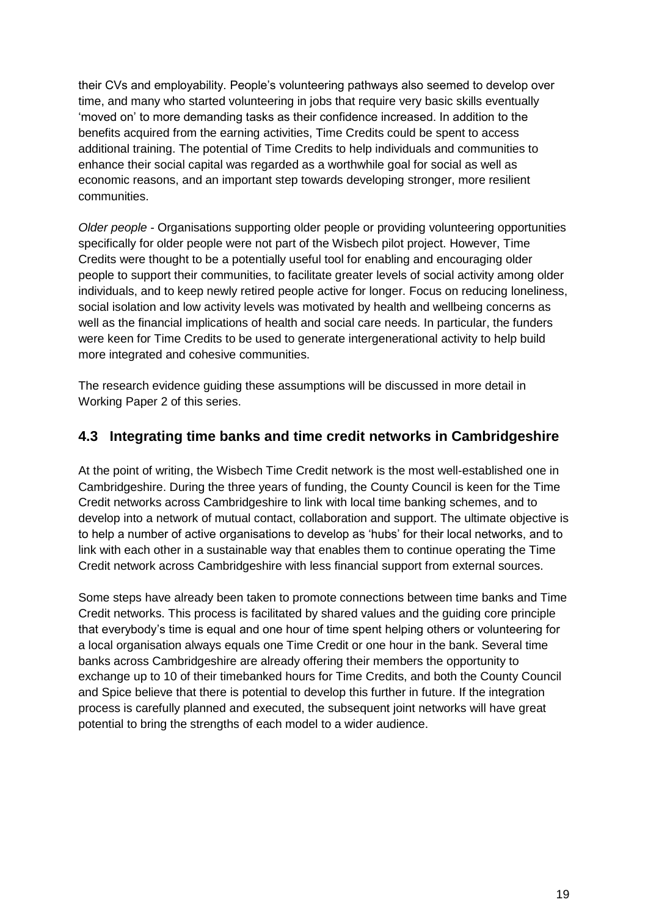their CVs and employability. People's volunteering pathways also seemed to develop over time, and many who started volunteering in jobs that require very basic skills eventually 'moved on' to more demanding tasks as their confidence increased. In addition to the benefits acquired from the earning activities, Time Credits could be spent to access additional training. The potential of Time Credits to help individuals and communities to enhance their social capital was regarded as a worthwhile goal for social as well as economic reasons, and an important step towards developing stronger, more resilient communities.

*Older people* - Organisations supporting older people or providing volunteering opportunities specifically for older people were not part of the Wisbech pilot project. However, Time Credits were thought to be a potentially useful tool for enabling and encouraging older people to support their communities, to facilitate greater levels of social activity among older individuals, and to keep newly retired people active for longer. Focus on reducing loneliness, social isolation and low activity levels was motivated by health and wellbeing concerns as well as the financial implications of health and social care needs. In particular, the funders were keen for Time Credits to be used to generate intergenerational activity to help build more integrated and cohesive communities.

The research evidence guiding these assumptions will be discussed in more detail in Working Paper 2 of this series.

## 4.3 Integrating time banks and time credit networks in Cambridgeshire

At the point of writing, the Wisbech Time Credit network is the most well-established one in Cambridgeshire. During the three years of funding, the County Council is keen for the Time Credit networks across Cambridgeshire to link with local time banking schemes, and to develop into a network of mutual contact, collaboration and support. The ultimate objective is to help a number of active organisations to develop as 'hubs' for their local networks, and to link with each other in a sustainable way that enables them to continue operating the Time Credit network across Cambridgeshire with less financial support from external sources.

Some steps have already been taken to promote connections between time banks and Time Credit networks. This process is facilitated by shared values and the guiding core principle that everybody's time is equal and one hour of time spent helping others or volunteering for a local organisation always equals one Time Credit or one hour in the bank. Several time banks across Cambridgeshire are already offering their members the opportunity to exchange up to 10 of their timebanked hours for Time Credits, and both the County Council and Spice believe that there is potential to develop this further in future. If the integration process is carefully planned and executed, the subsequent joint networks will have great potential to bring the strengths of each model to a wider audience.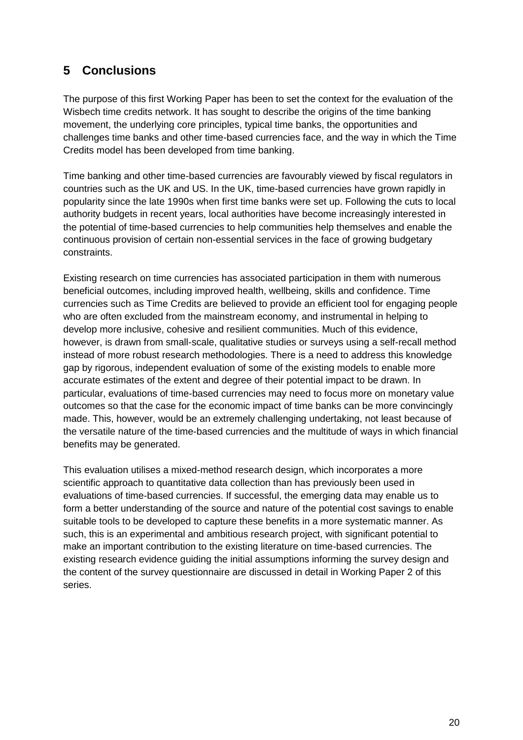## 5 Conclusions

The purpose of this first Working Paper has been to set the context for the evaluation of the Wisbech time credits network. It has sought to describe the origins of the time banking movement, the underlying core principles, typical time banks, the opportunities and challenges time banks and other time-based currencies face, and the way in which the Time Credits model has been developed from time banking.

Time banking and other time-based currencies are favourably viewed by fiscal regulators in countries such as the UK and US. In the UK, time-based currencies have grown rapidly in popularity since the late 1990s when first time banks were set up. Following the cuts to local authority budgets in recent years, local authorities have become increasingly interested in the potential of time-based currencies to help communities help themselves and enable the continuous provision of certain non-essential services in the face of growing budgetary constraints.

Existing research on time currencies has associated participation in them with numerous beneficial outcomes, including improved health, wellbeing, skills and confidence. Time currencies such as Time Credits are believed to provide an efficient tool for engaging people who are often excluded from the mainstream economy, and instrumental in helping to develop more inclusive, cohesive and resilient communities. Much of this evidence, however, is drawn from small-scale, qualitative studies or surveys using a self-recall method instead of more robust research methodologies. There is a need to address this knowledge gap by rigorous, independent evaluation of some of the existing models to enable more accurate estimates of the extent and degree of their potential impact to be drawn. In particular, evaluations of time-based currencies may need to focus more on monetary value outcomes so that the case for the economic impact of time banks can be more convincingly made. This, however, would be an extremely challenging undertaking, not least because of the versatile nature of the time-based currencies and the multitude of ways in which financial benefits may be generated.

This evaluation utilises a mixed-method research design, which incorporates a more scientific approach to quantitative data collection than has previously been used in evaluations of time-based currencies. If successful, the emerging data may enable us to form a better understanding of the source and nature of the potential cost savings to enable suitable tools to be developed to capture these benefits in a more systematic manner. As such, this is an experimental and ambitious research project, with significant potential to make an important contribution to the existing literature on time-based currencies. The existing research evidence guiding the initial assumptions informing the survey design and the content of the survey questionnaire are discussed in detail in Working Paper 2 of this series.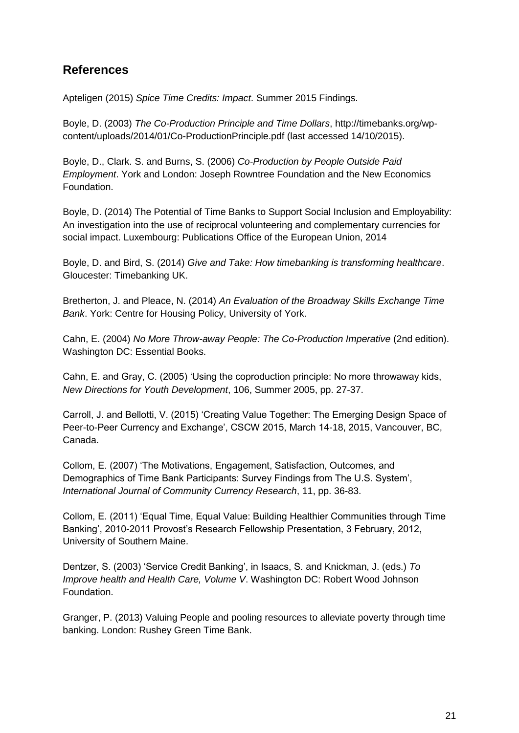## References

Apteligen (2015) *Spice Time Credits: Impact*. Summer 2015 Findings.

Boyle, D. (2003) *The Co-Production Principle and Time Dollars*, http://timebanks.org/wp-content/uploads/2014/01/Co-ProductionPrinciple.pdf (last accessed 14/10/2015).

Boyle, D., Clark. S. and Burns, S. (2006) *Co-Production by People Outside Paid Employment*. York and London: Joseph Rowntree Foundation and the New Economics Foundation.

Boyle, D. (2014) The Potential of Time Banks to Support Social Inclusion and Employability: An investigation into the use of reciprocal volunteering and complementary currencies for social impact. Luxembourg: Publications Office of the European Union, 2014

Boyle, D. and Bird, S. (2014) *Give and Take: How timebanking is transforming healthcare*. Gloucester: Timebanking UK.

Bretherton, J. and Pleace, N. (2014) *An Evaluation of the Broadway Skills Exchange Time Bank*. York: Centre for Housing Policy, University of York.

Cahn, E. (2004) *No More Throw-away People: The Co-Production Imperative* (2nd edition). Washington DC: Essential Books.

Cahn, E. and Gray, C. (2005) 'Using the coproduction principle: No more throwaway kids, *New Directions for Youth Development*, 106, Summer 2005, pp. 27-37.

Carroll, J. and Bellotti, V. (2015) 'Creating Value Together: The Emerging Design Space of Peer-to-Peer Currency and Exchange', CSCW 2015, March 14-18, 2015, Vancouver, BC, Canada.

Collom, E. (2007) 'The Motivations, Engagement, Satisfaction, Outcomes, and Demographics of Time Bank Participants: Survey Findings from The U.S. System', *International Journal of Community Currency Research*, 11, pp. 36-83.

Collom, E. (2011) 'Equal Time, Equal Value: Building Healthier Communities through Time Banking', 2010-2011 Provost's Research Fellowship Presentation, 3 February, 2012, University of Southern Maine.

Dentzer, S. (2003) 'Service Credit Banking', in Isaacs, S. and Knickman, J. (eds.) *To Improve health and Health Care, Volume V*. Washington DC: Robert Wood Johnson Foundation.

Granger, P. (2013) Valuing People and pooling resources to alleviate poverty through time banking. London: Rushey Green Time Bank.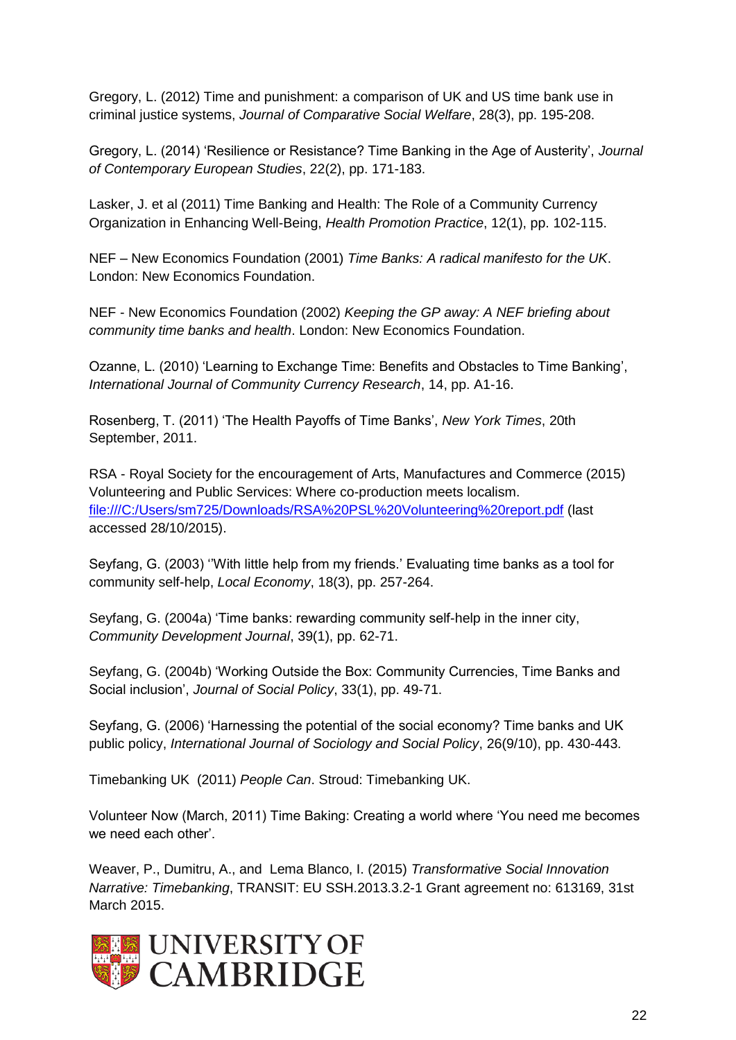Gregory, L. (2012) Time and punishment: a comparison of UK and US time bank use in criminal justice systems, *Journal of Comparative Social Welfare*, 28(3), pp. 195-208.

Gregory, L. (2014) 'Resilience or Resistance? Time Banking in the Age of Austerity', *Journal of Contemporary European Studies*, 22(2), pp. 171-183.

Lasker, J. et al (2011) Time Banking and Health: The Role of a Community Currency Organization in Enhancing Well-Being, *Health Promotion Practice*, 12(1), pp. 102-115.

NEF – New Economics Foundation (2001) *Time Banks: A radical manifesto for the UK*. London: New Economics Foundation.

NEF - New Economics Foundation (2002) *Keeping the GP away: A NEF briefing about community time banks and health*. London: New Economics Foundation.

Ozanne, L. (2010) 'Learning to Exchange Time: Benefits and Obstacles to Time Banking', *International Journal of Community Currency Research*, 14, pp. A1-16.

Rosenberg, T. (2011) 'The Health Payoffs of Time Banks', *New York Times*, 20th September, 2011.

RSA - Royal Society for the encouragement of Arts, Manufactures and Commerce (2015) Volunteering and Public Services: Where co-production meets localism. file:///C:/Users/sm725/Downloads/RSA%20PSL%20Volunteering%20report.pdf (last accessed 28/10/2015).

Seyfang, G. (2003) ''With little help from my friends.' Evaluating time banks as a tool for community self-help, *Local Economy*, 18(3), pp. 257-264.

Seyfang, G. (2004a) 'Time banks: rewarding community self-help in the inner city, *Community Development Journal*, 39(1), pp. 62-71.

Seyfang, G. (2004b) 'Working Outside the Box: Community Currencies, Time Banks and Social inclusion', *Journal of Social Policy*, 33(1), pp. 49-71.

Seyfang, G. (2006) 'Harnessing the potential of the social economy? Time banks and UK public policy, *International Journal of Sociology and Social Policy*, 26(9/10), pp. 430-443.

Timebanking UK (2011) *People Can*. Stroud: Timebanking UK.

Volunteer Now (March, 2011) Time Baking: Creating a world where 'You need me becomes we need each other'.

Weaver, P., Dumitru, A., and Lema Blanco, I. (2015) *Transformative Social Innovation Narrative: Timebanking*, TRANSIT: EU SSH.2013.3.2-1 Grant agreement no: 613169, 31st March 2015.

UNIVERSITY OF CAMBRIDGE